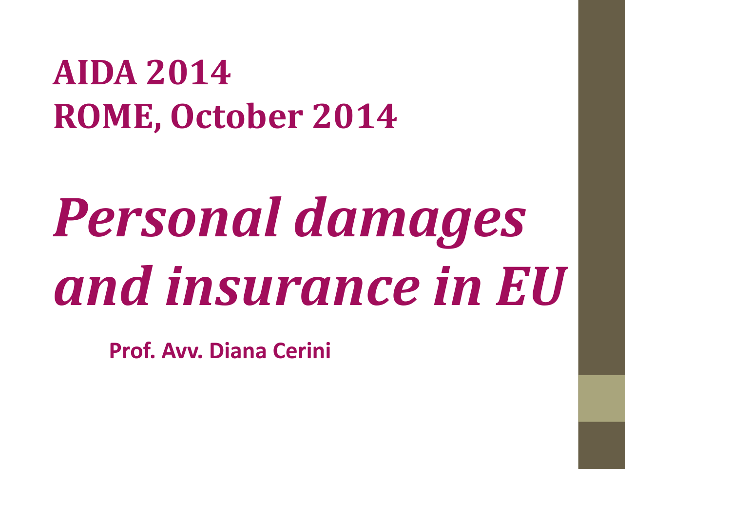**AIDA 2014**
**ROME, October 2014**

# *Personal damages and insurance in EU*

**Prof. Avv. Diana Cerini**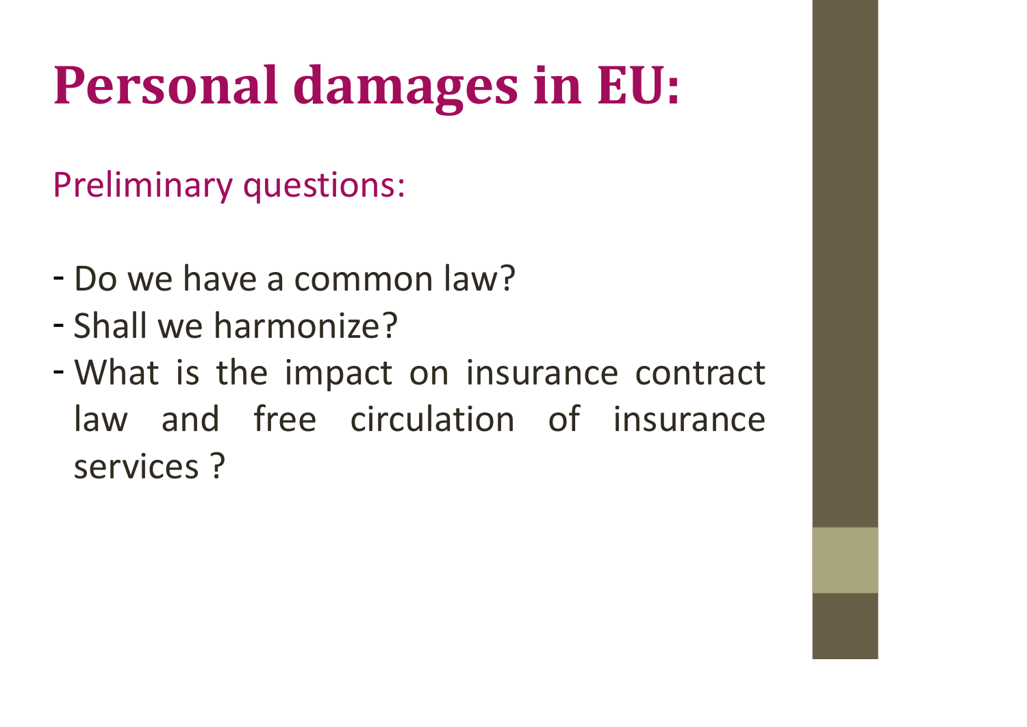# Personal damages in EU:

Preliminary questions:

- Do we have a common law?
- Shall we harmonize?
- What is the impact on insurance contract law and free circulation of insurance services ?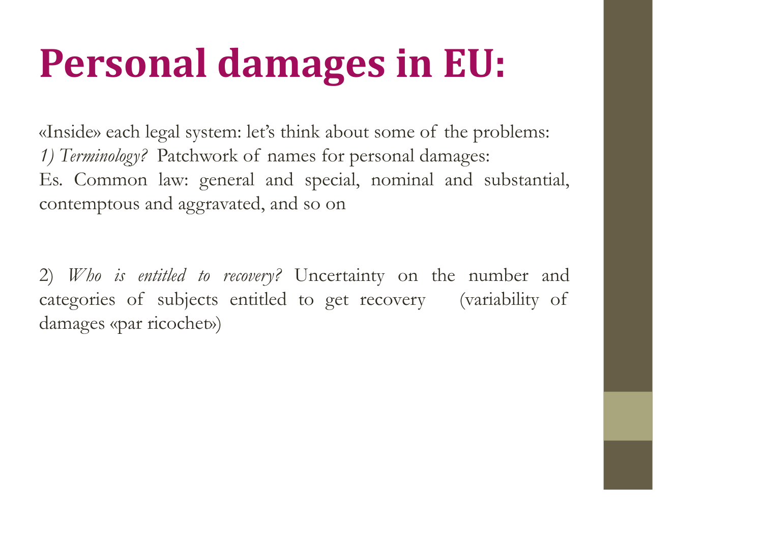# Personal damages in EU:

«Inside» each legal system: let's think about some of the problems:
*1) Terminology?* Patchwork of names for personal damages:
Es. Common law: general and special, nominal and substantial, contemptous and aggravated, and so on

2) *Who is entitled to recovery?* Uncertainty on the number and categories of subjects entitled to get recovery (variability of damages «par ricochet»)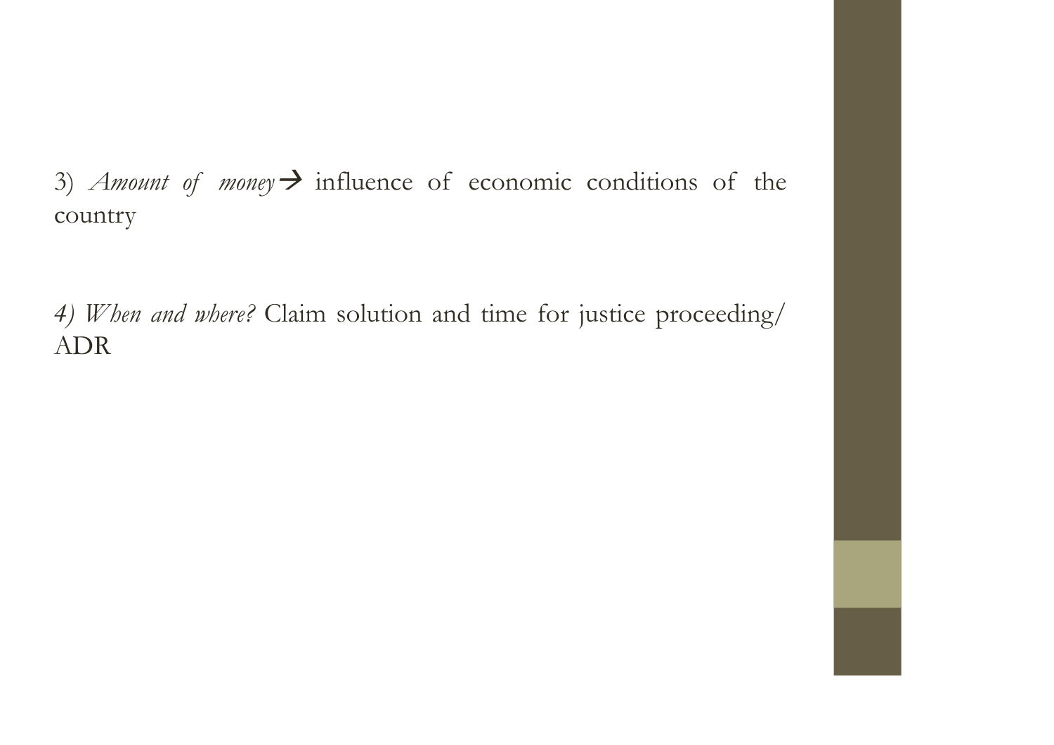3) *Amount of money* → influence of economic conditions of the country

*4) When and where?* Claim solution and time for justice proceeding/ ADR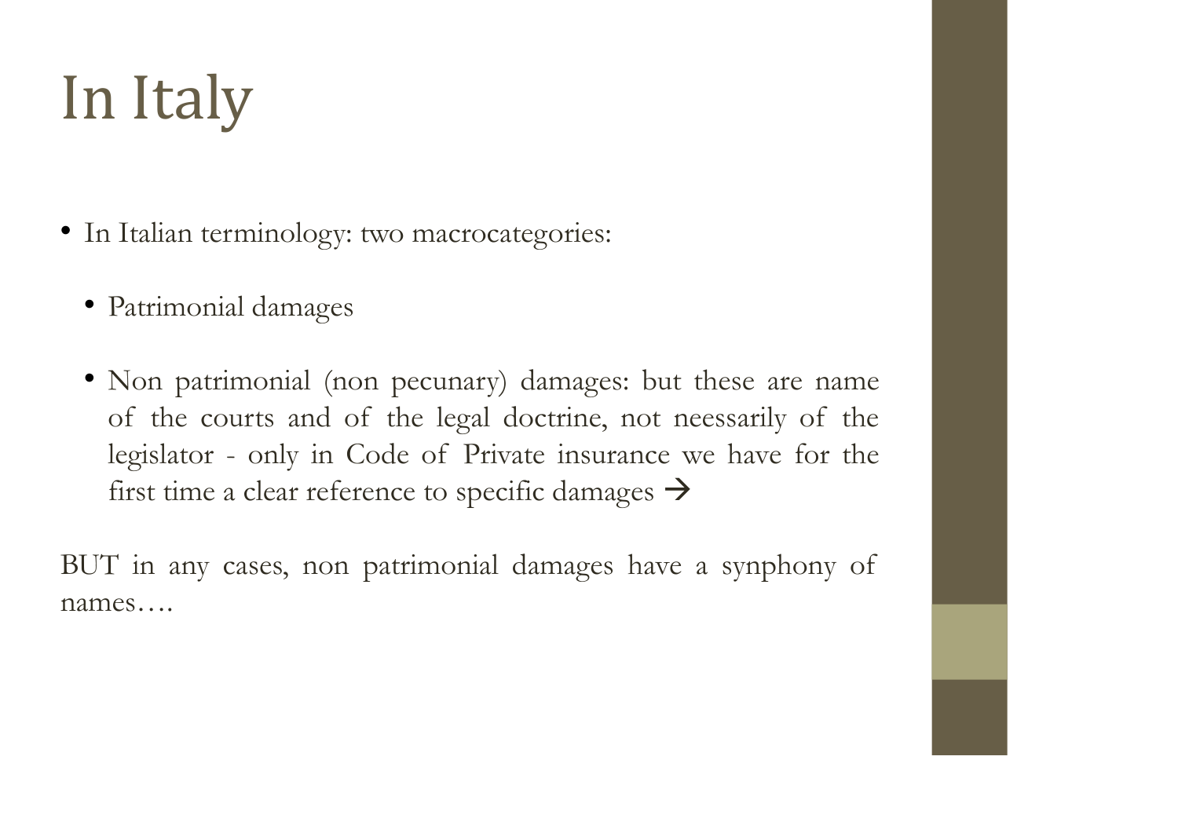# In Italy

- In Italian terminology: two macrocategories:
  - Patrimonial damages
  - Non patrimonial (non pecunary) damages: but these are name of the courts and of the legal doctrine, not neessarily of the legislator - only in Code of Private insurance we have for the first time a clear reference to specific damages →

BUT in any cases, non patrimonial damages have a synphony of names….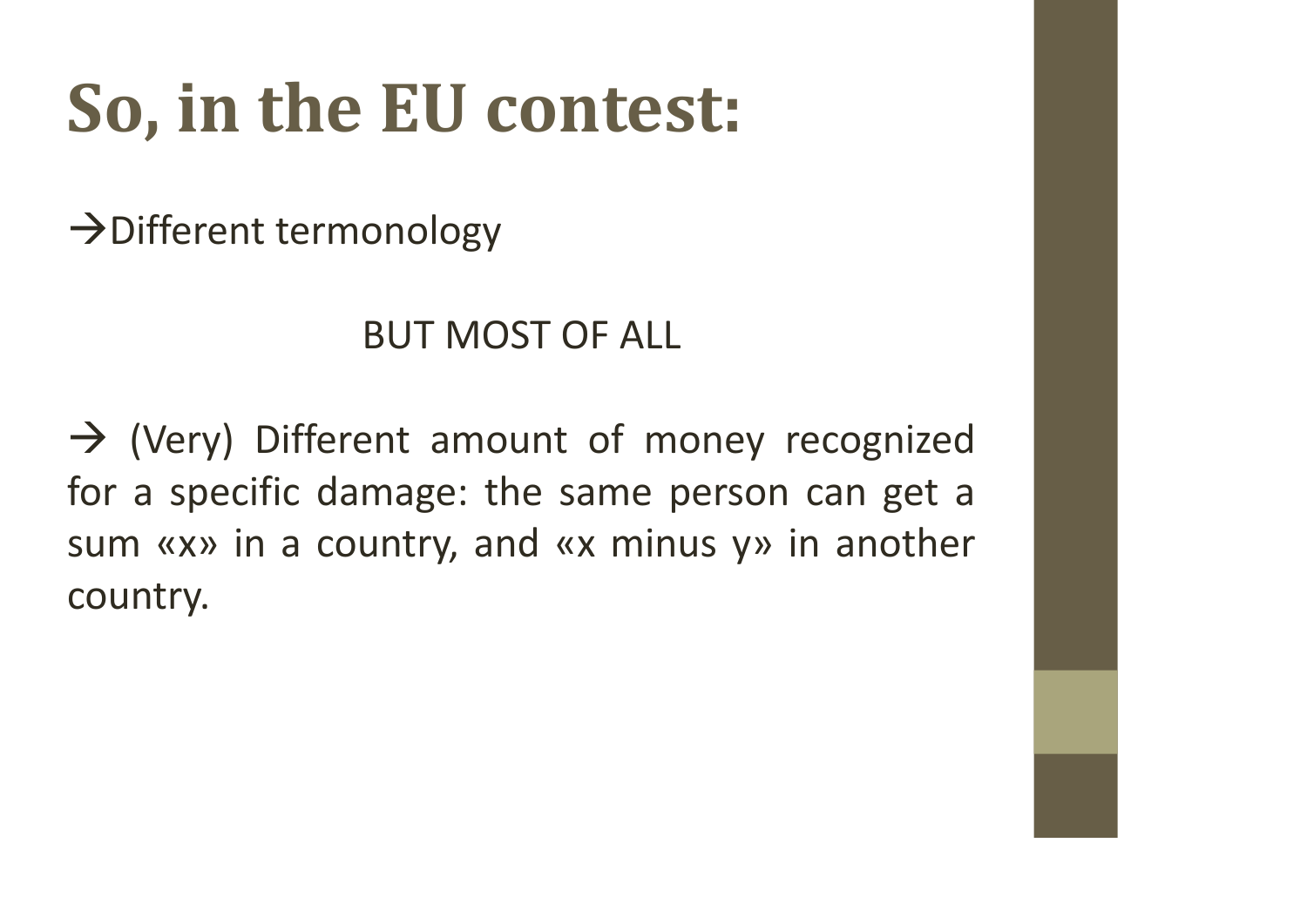# So, in the EU contest:

→Different termonology

BUT MOST OF ALL

→ (Very) Different amount of money recognized for a specific damage: the same person can get a sum «x» in a country, and «x minus y» in another country.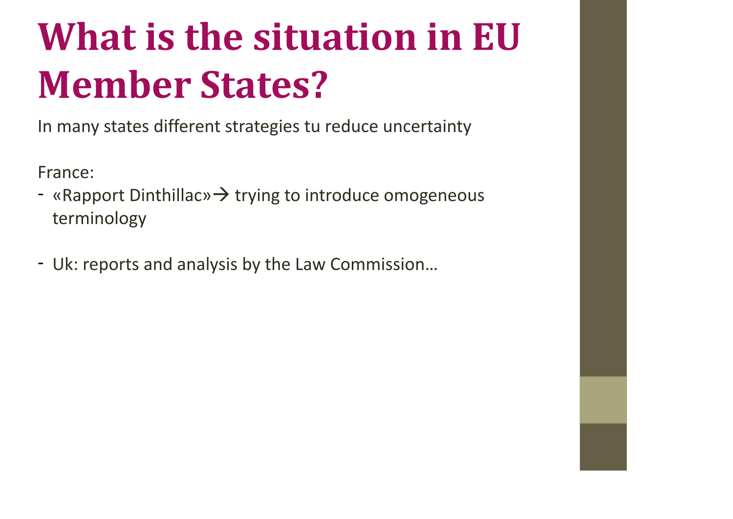# What is the situation in EU Member States?

In many states different strategies tu reduce uncertainty

France:

- «Rapport Dinthillac»→ trying to introduce omogeneous terminology

- Uk: reports and analysis by the Law Commission…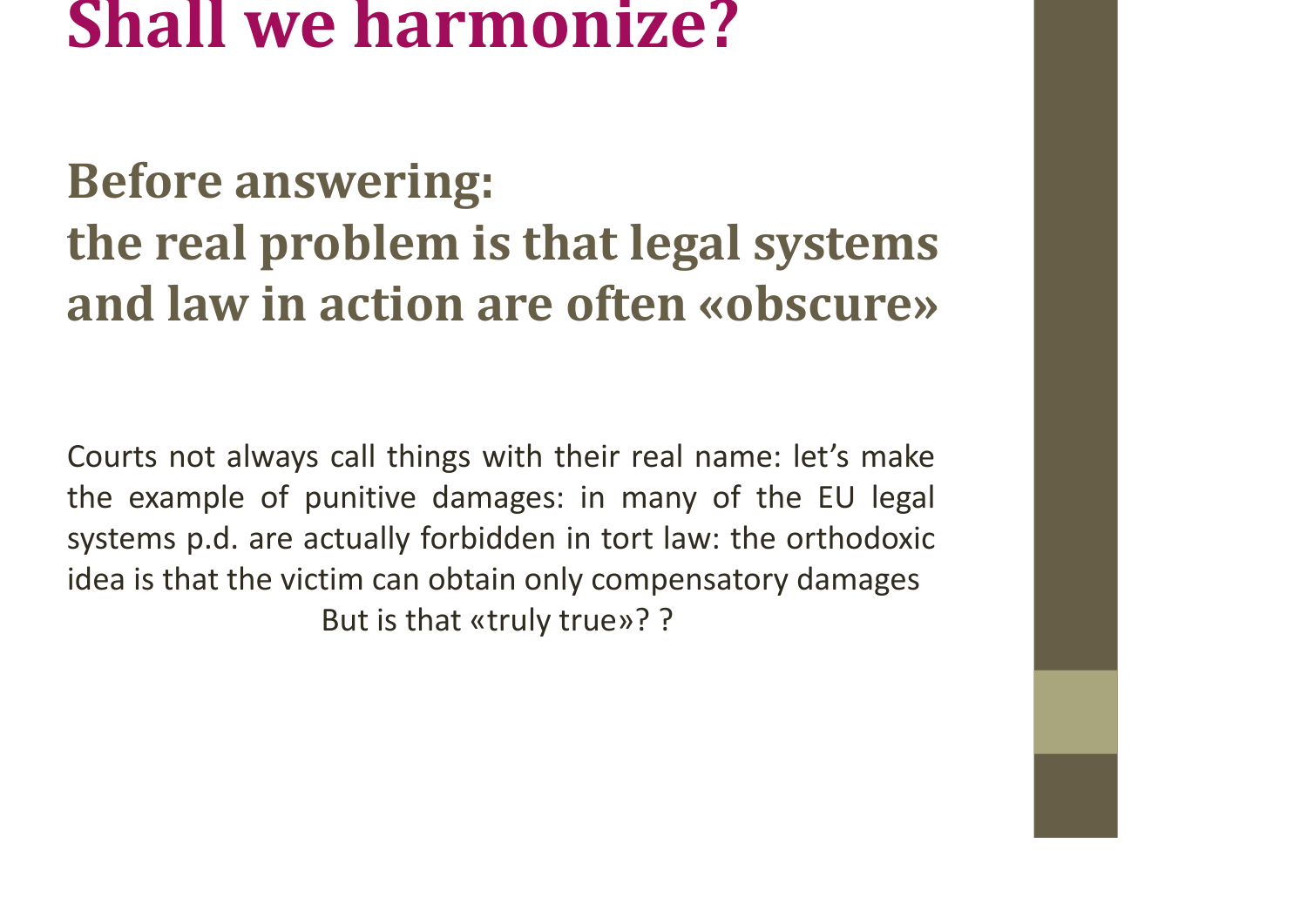# Shall we harmonize?

## Before answering:
## the real problem is that legal systems and law in action are often «obscure»

Courts not always call things with their real name: let's make the example of punitive damages: in many of the EU legal systems p.d. are actually forbidden in tort law: the orthodoxic idea is that the victim can obtain only compensatory damages

But is that «truly true»? ?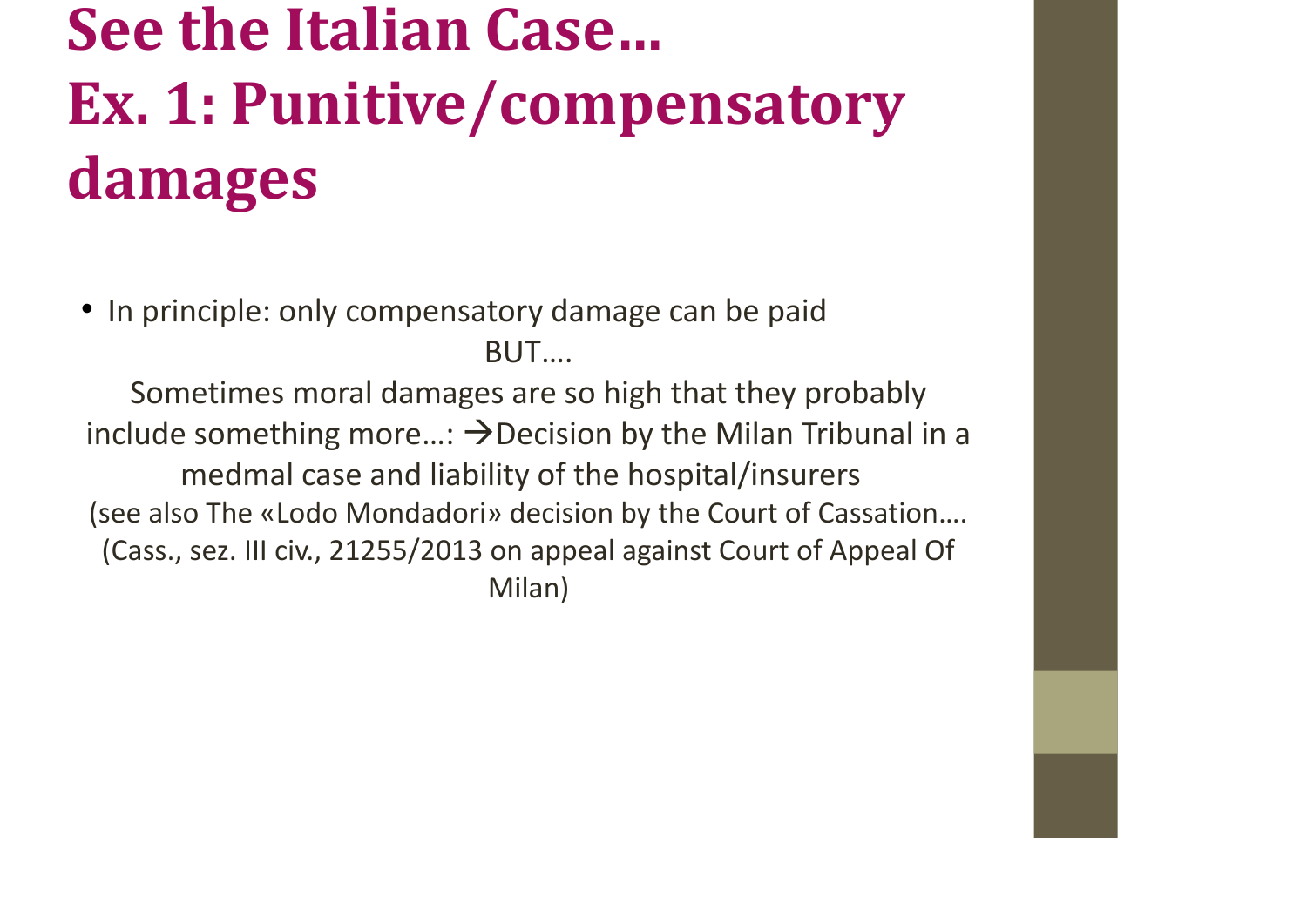# See the Italian Case…
# Ex. 1: Punitive/compensatory damages

- In principle: only compensatory damage can be paid

BUT….

Sometimes moral damages are so high that they probably include something more…: →Decision by the Milan Tribunal in a medmal case and liability of the hospital/insurers

(see also The «Lodo Mondadori» decision by the Court of Cassation…. (Cass., sez. III civ., 21255/2013 on appeal against Court of Appeal Of Milan)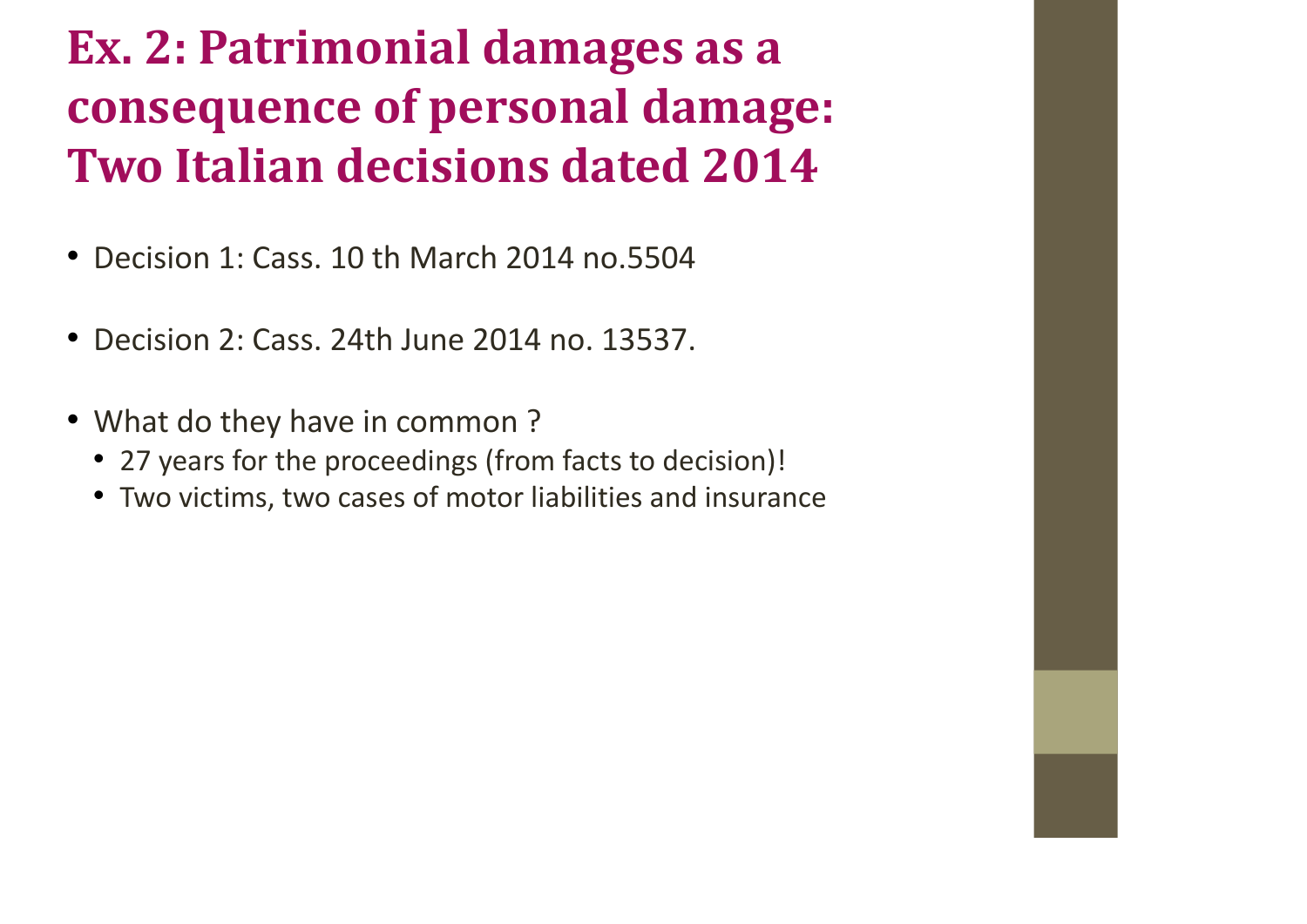# Ex. 2: Patrimonial damages as a consequence of personal damage: Two Italian decisions dated 2014

- Decision 1: Cass. 10 th March 2014 no.5504
- Decision 2: Cass. 24th June 2014 no. 13537.
- What do they have in common ?
  - 27 years for the proceedings (from facts to decision)!
  - Two victims, two cases of motor liabilities and insurance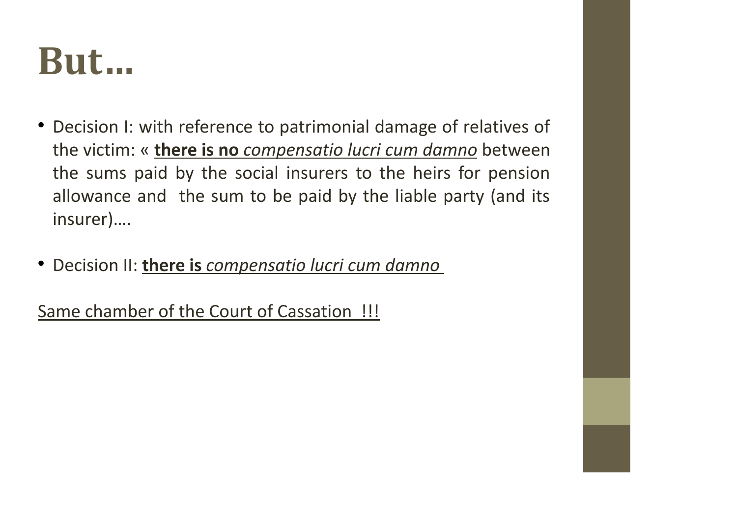# But…

- Decision I: with reference to patrimonial damage of relatives of the victim: « **there is no** *compensatio lucri cum damno* between the sums paid by the social insurers to the heirs for pension allowance and the sum to be paid by the liable party (and its insurer)….

- Decision II: **there is** *compensatio lucri cum damno*

Same chamber of the Court of Cassation !!!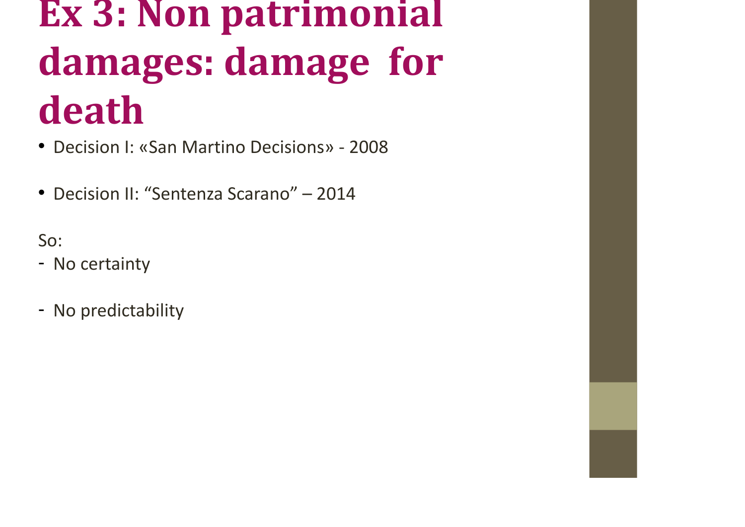# Ex 3: Non patrimonial damages: damage for death

- Decision I: «San Martino Decisions» - 2008
- Decision II: “Sentenza Scarano” – 2014

So:

- No certainty
- No predictability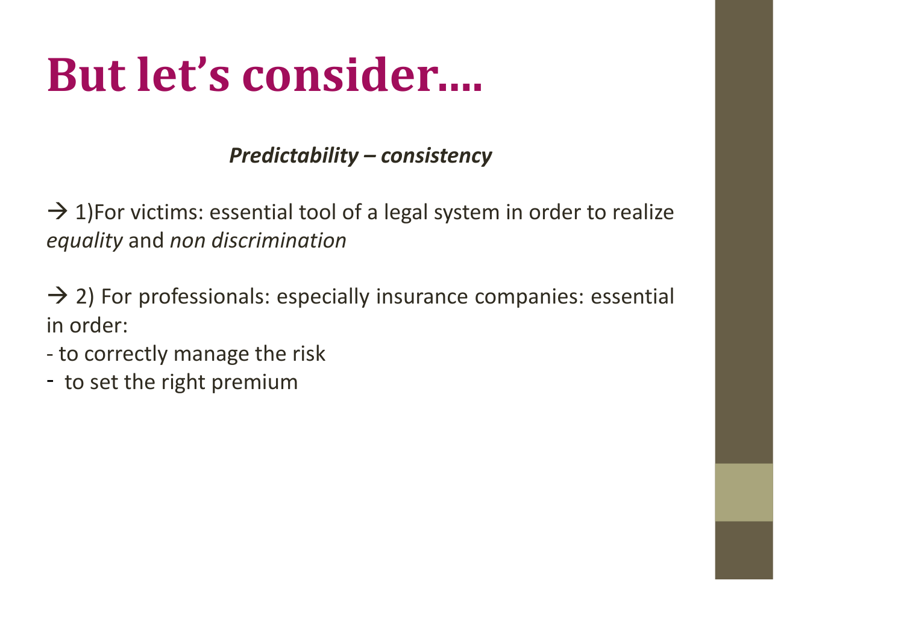# But let's consider....

***Predictability – consistency***

→ 1)For victims: essential tool of a legal system in order to realize *equality* and *non discrimination*

→ 2) For professionals: especially insurance companies: essential in order:

- to correctly manage the risk
- to set the right premium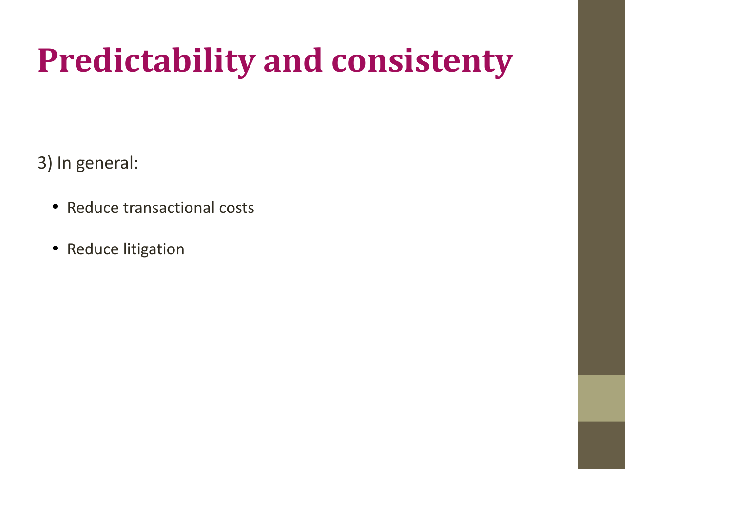# Predictability and consistenty

3) In general:

- Reduce transactional costs
- Reduce litigation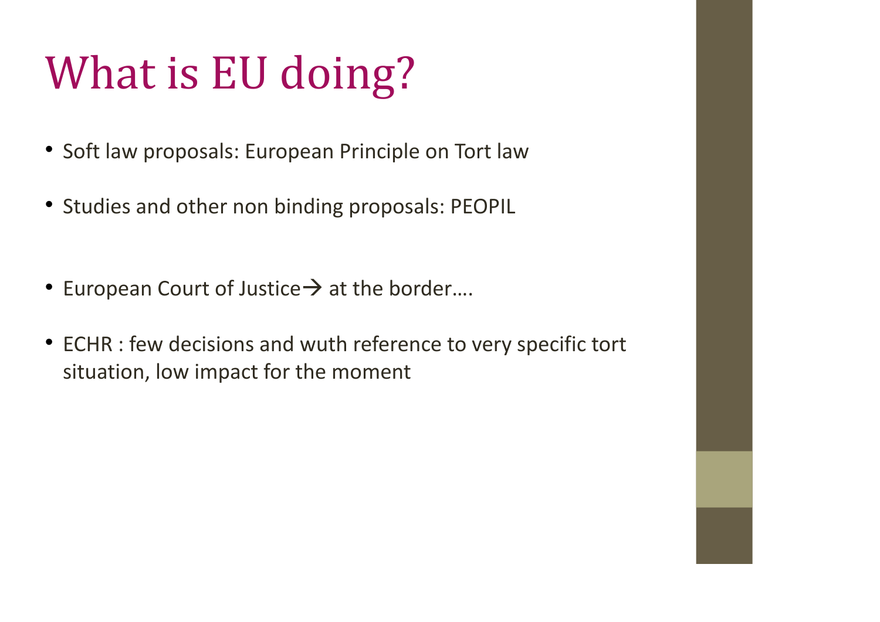# What is EU doing?

- Soft law proposals: European Principle on Tort law
- Studies and other non binding proposals: PEOPIL
- European Court of Justice→ at the border….
- ECHR : few decisions and wuth reference to very specific tort situation, low impact for the moment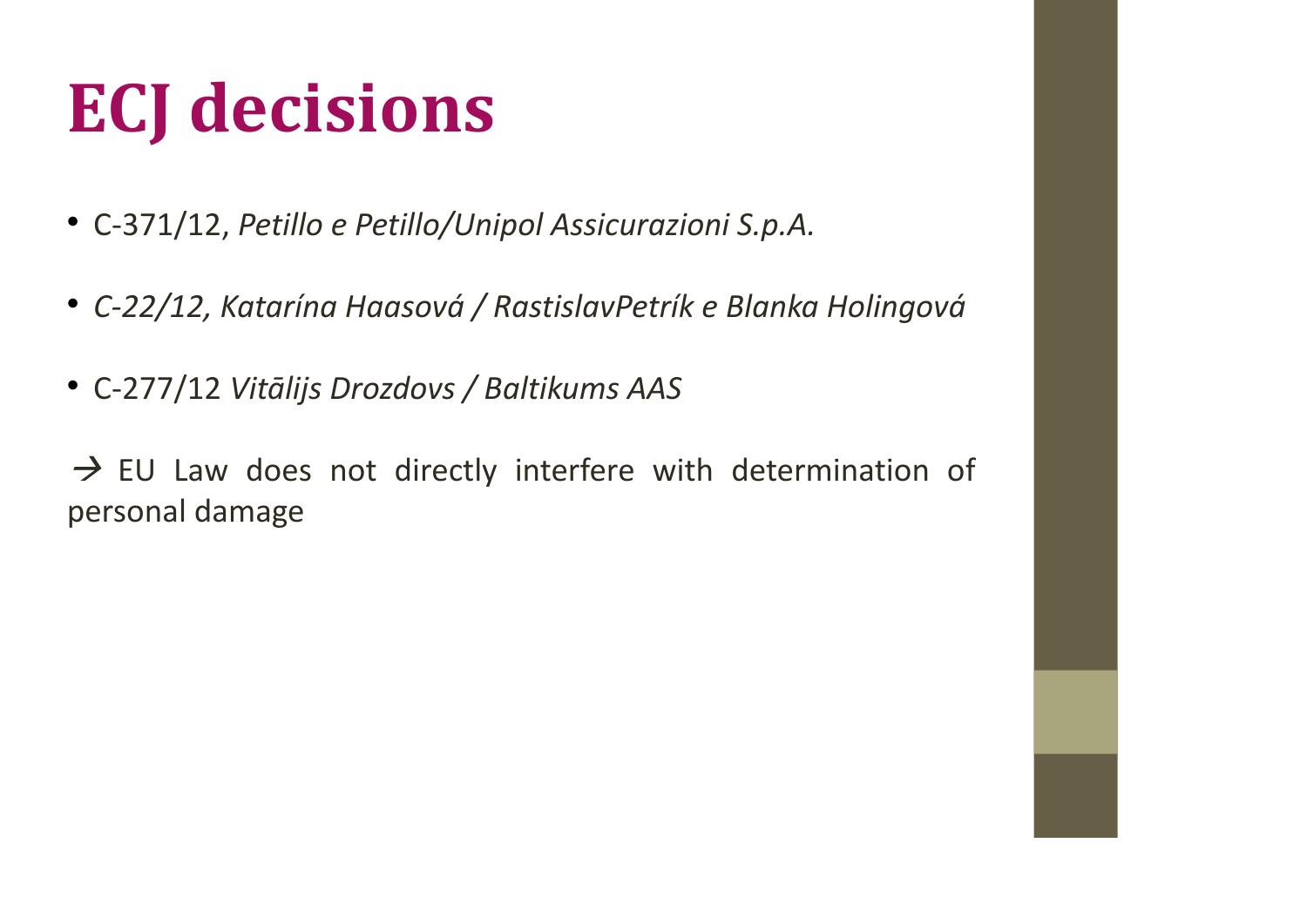# ECJ decisions

- C-371/12, *Petillo e Petillo/Unipol Assicurazioni S.p.A.*
- *C-22/12, Katarína Haasová / RastislavPetrík e Blanka Holingová*
- C-277/12 *Vitālijs Drozdovs / Baltikums AAS*

→ EU Law does not directly interfere with determination of personal damage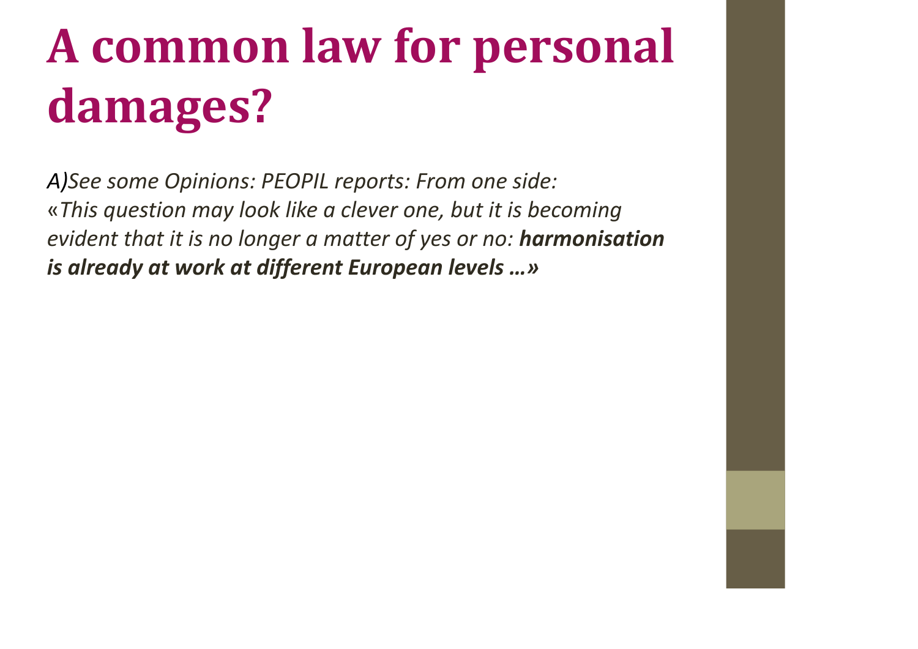# A common law for personal damages?

*A)See some Opinions: PEOPIL reports: From one side: «This question may look like a clever one, but it is becoming evident that it is no longer a matter of yes or no:* ***harmonisation is already at work at different European levels …»***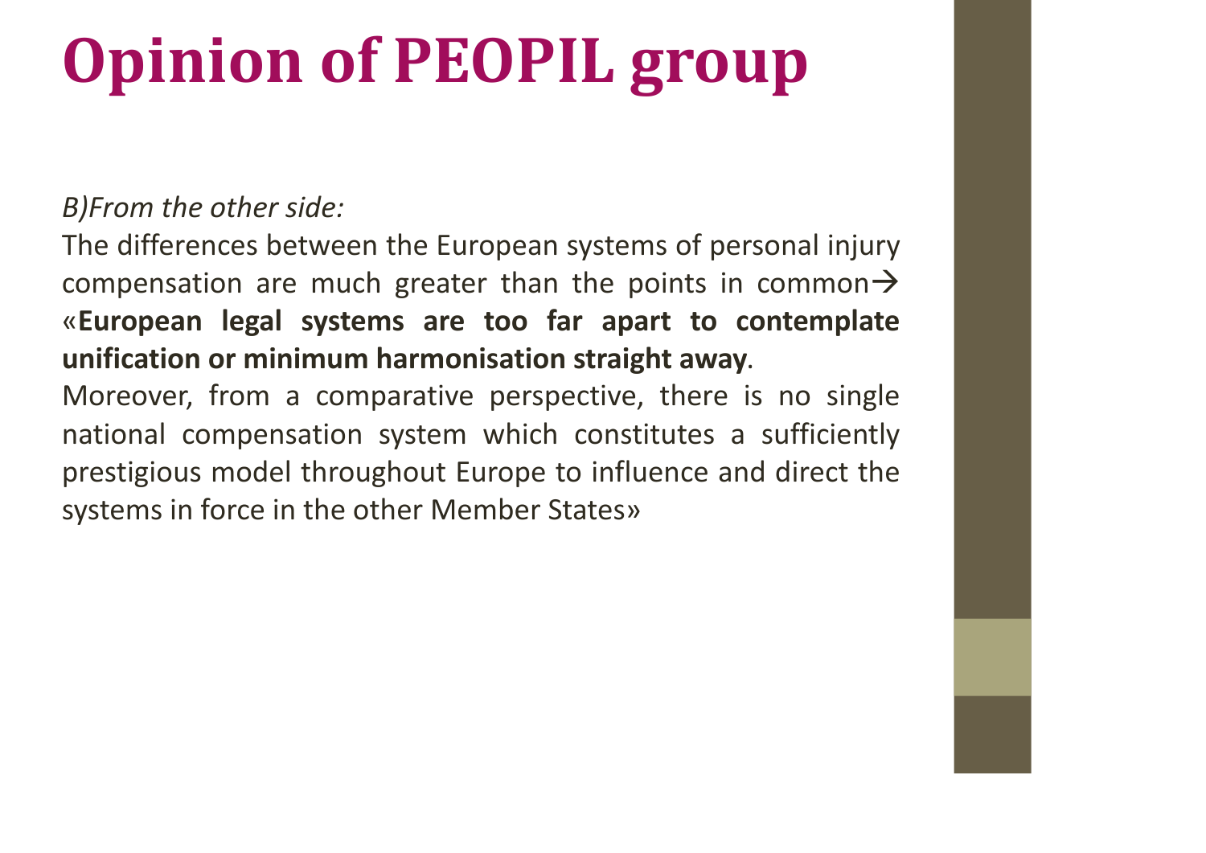# Opinion of PEOPIL group

*B)From the other side:*

The differences between the European systems of personal injury compensation are much greater than the points in common→ «**European legal systems are too far apart to contemplate unification or minimum harmonisation straight away**.

Moreover, from a comparative perspective, there is no single national compensation system which constitutes a sufficiently prestigious model throughout Europe to influence and direct the systems in force in the other Member States»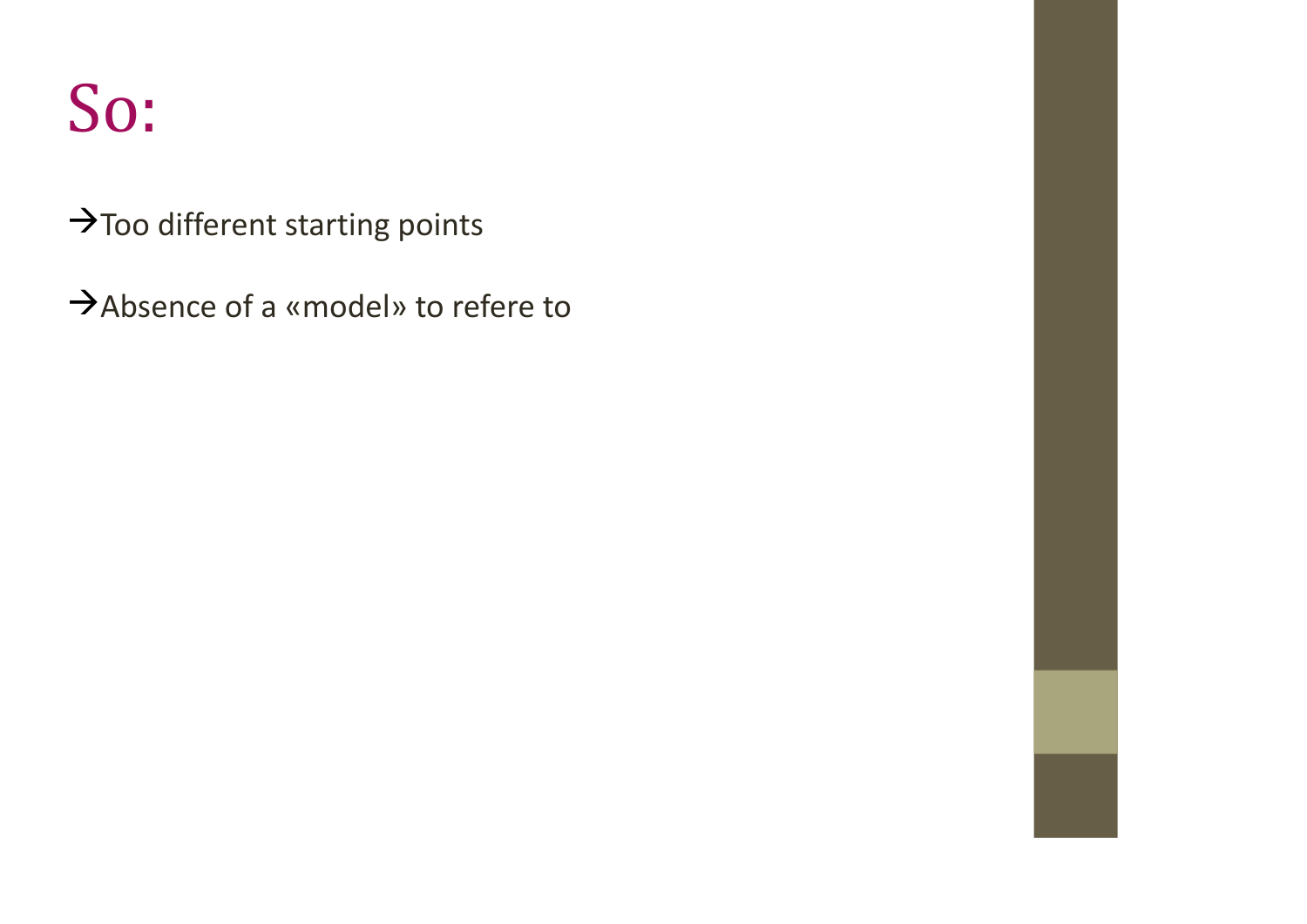# So:

→Too different starting points

→Absence of a «model» to refere to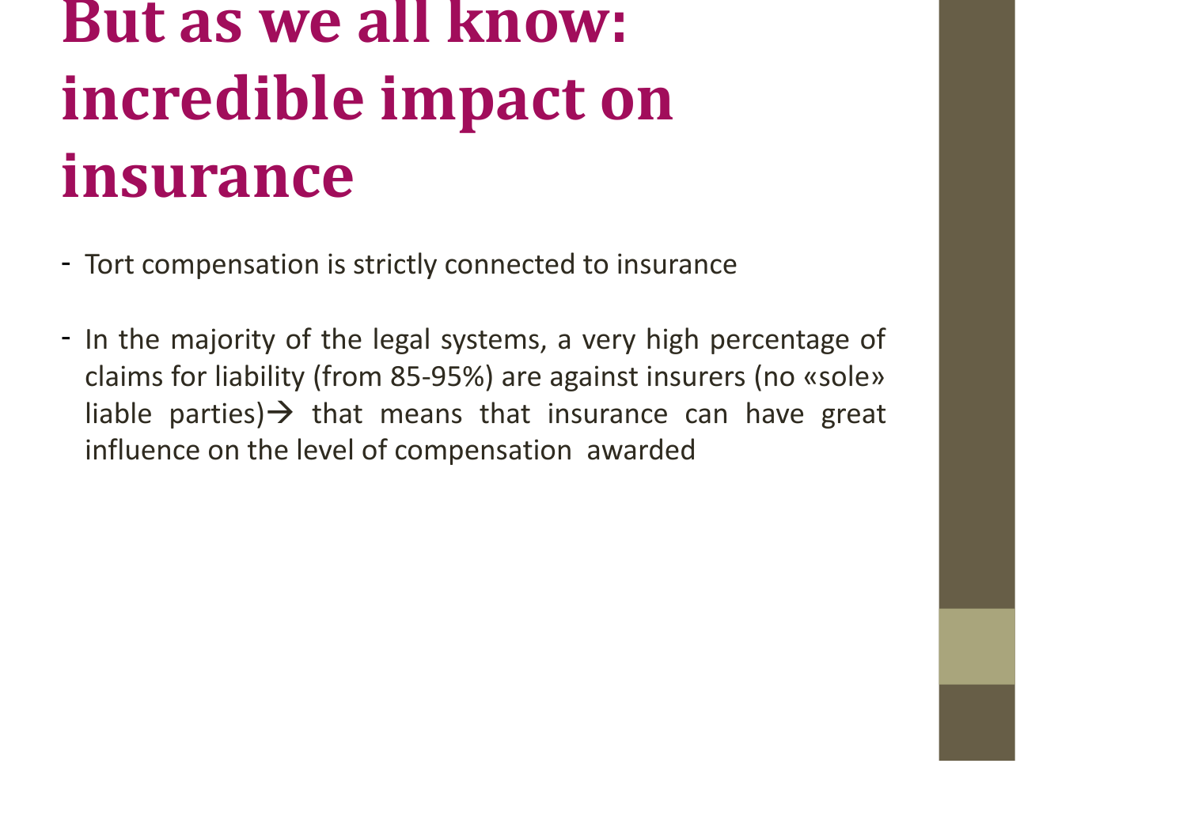# But as we all know: incredible impact on insurance

- Tort compensation is strictly connected to insurance

- In the majority of the legal systems, a very high percentage of claims for liability (from 85-95%) are against insurers (no «sole» liable parties)→ that means that insurance can have great influence on the level of compensation awarded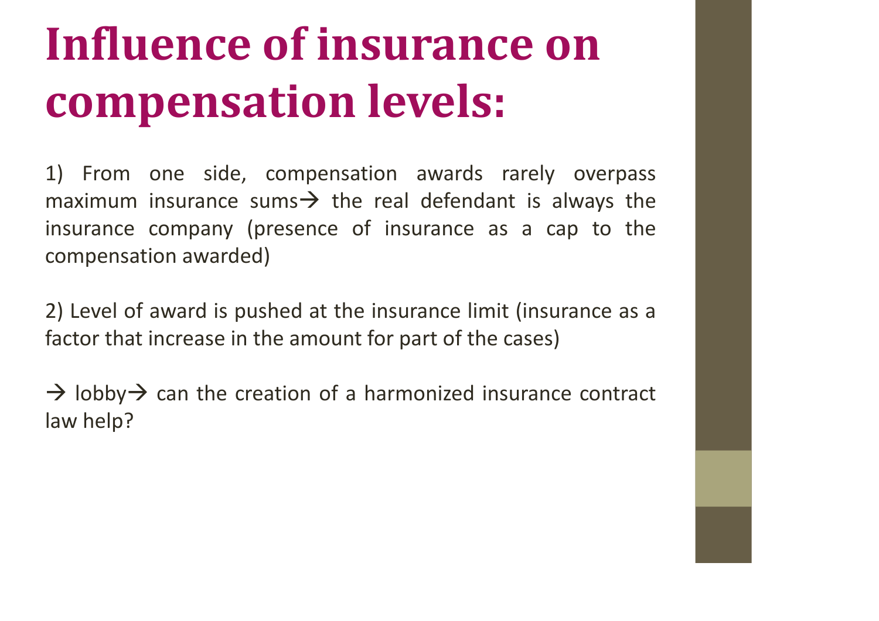# Influence of insurance on compensation levels:

1) From one side, compensation awards rarely overpass maximum insurance sums→ the real defendant is always the insurance company (presence of insurance as a cap to the compensation awarded)

2) Level of award is pushed at the insurance limit (insurance as a factor that increase in the amount for part of the cases)

→ lobby→ can the creation of a harmonized insurance contract law help?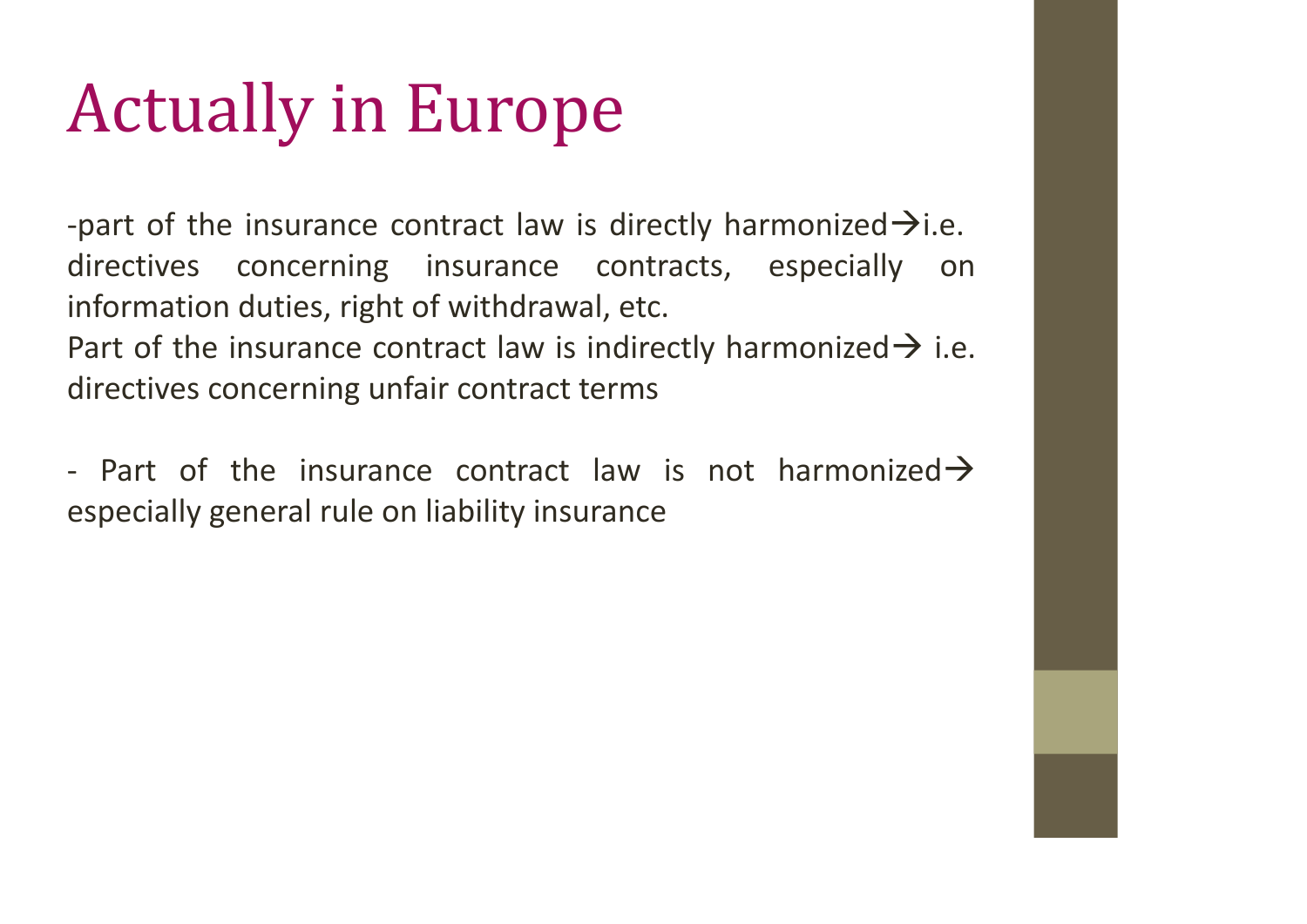# Actually in Europe

-part of the insurance contract law is directly harmonized→i.e. directives concerning insurance contracts, especially on information duties, right of withdrawal, etc.
Part of the insurance contract law is indirectly harmonized→ i.e. directives concerning unfair contract terms

- Part of the insurance contract law is not harmonized→ especially general rule on liability insurance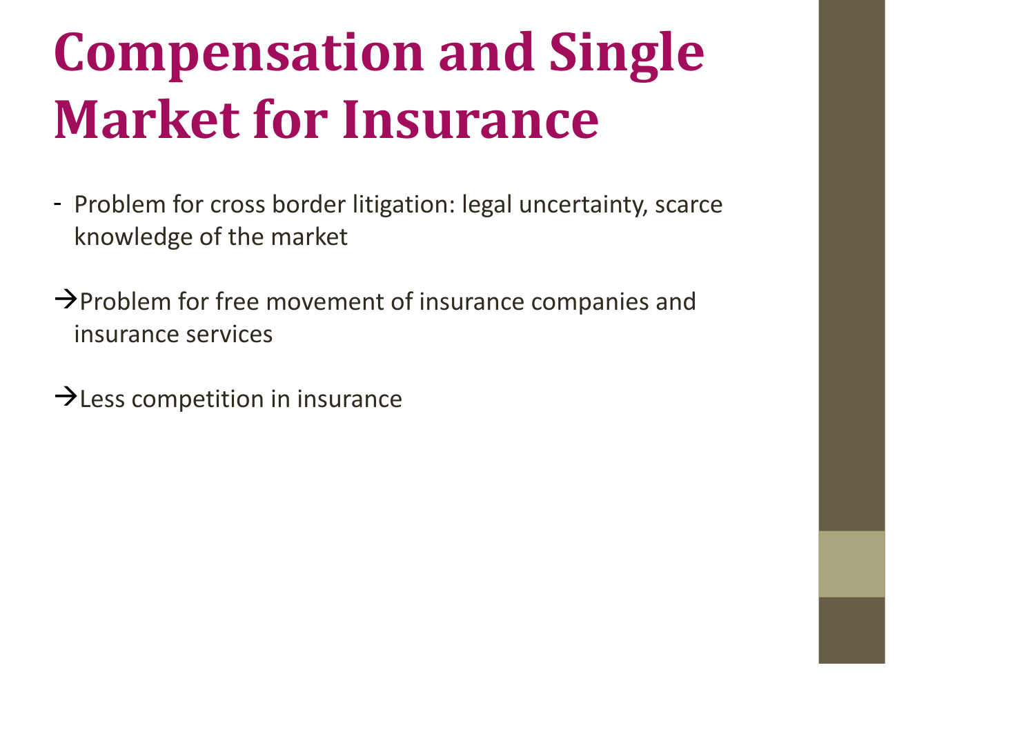# Compensation and Single Market for Insurance

- Problem for cross border litigation: legal uncertainty, scarce knowledge of the market

→Problem for free movement of insurance companies and insurance services

→Less competition in insurance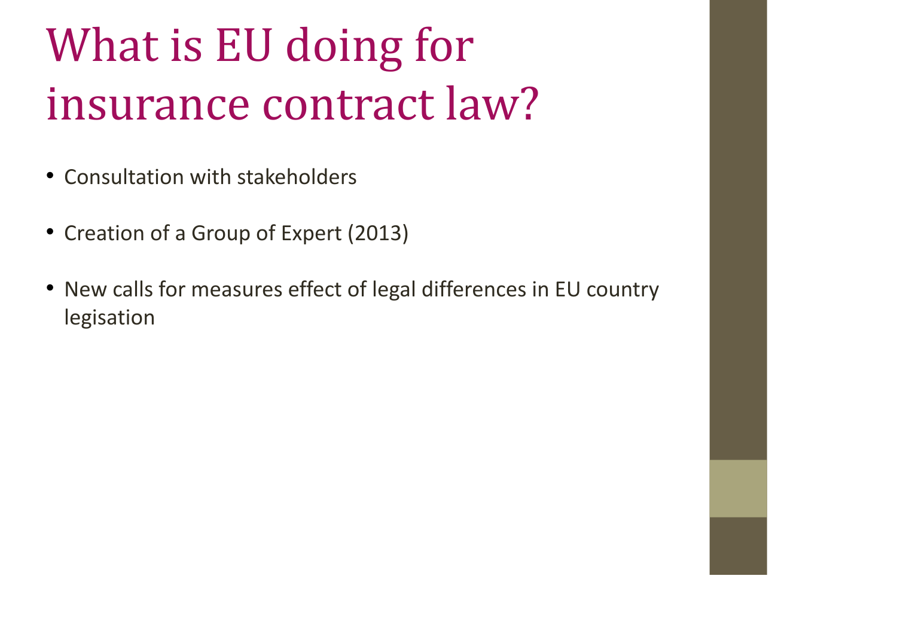# What is EU doing for insurance contract law?

- Consultation with stakeholders
- Creation of a Group of Expert (2013)
- New calls for measures effect of legal differences in EU country legisation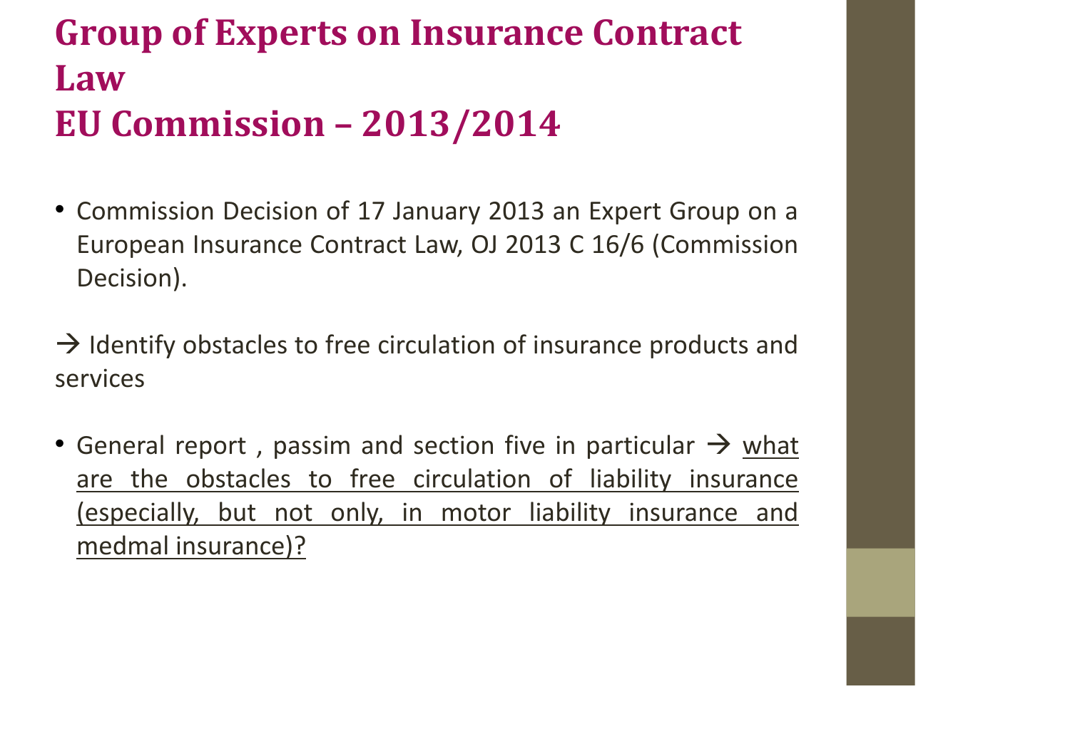# Group of Experts on Insurance Contract Law
# EU Commission – 2013/2014

- Commission Decision of 17 January 2013 an Expert Group on a European Insurance Contract Law, OJ 2013 C 16/6 (Commission Decision).

→ Identify obstacles to free circulation of insurance products and services

- General report , passim and section five in particular → <u>what are the obstacles to free circulation of liability insurance (especially, but not only, in motor liability insurance and medmal insurance)?</u>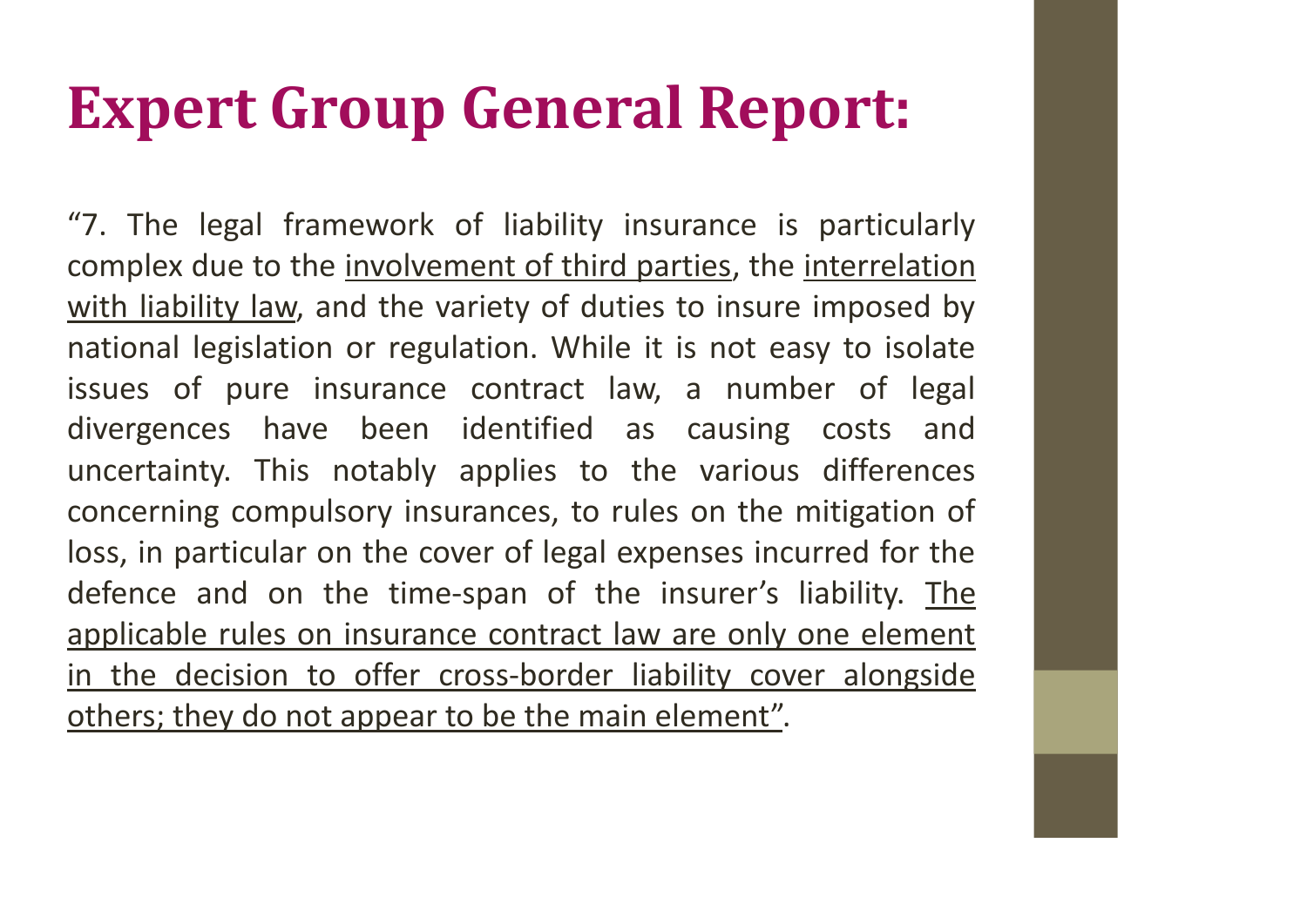# Expert Group General Report:

"7. The legal framework of liability insurance is particularly complex due to the <u>involvement of third parties</u>, the <u>interrelation with liability law</u>, and the variety of duties to insure imposed by national legislation or regulation. While it is not easy to isolate issues of pure insurance contract law, a number of legal divergences have been identified as causing costs and uncertainty. This notably applies to the various differences concerning compulsory insurances, to rules on the mitigation of loss, in particular on the cover of legal expenses incurred for the defence and on the time-span of the insurer's liability. <u>The applicable rules on insurance contract law are only one element in the decision to offer cross-border liability cover alongside others; they do not appear to be the main element"</u>.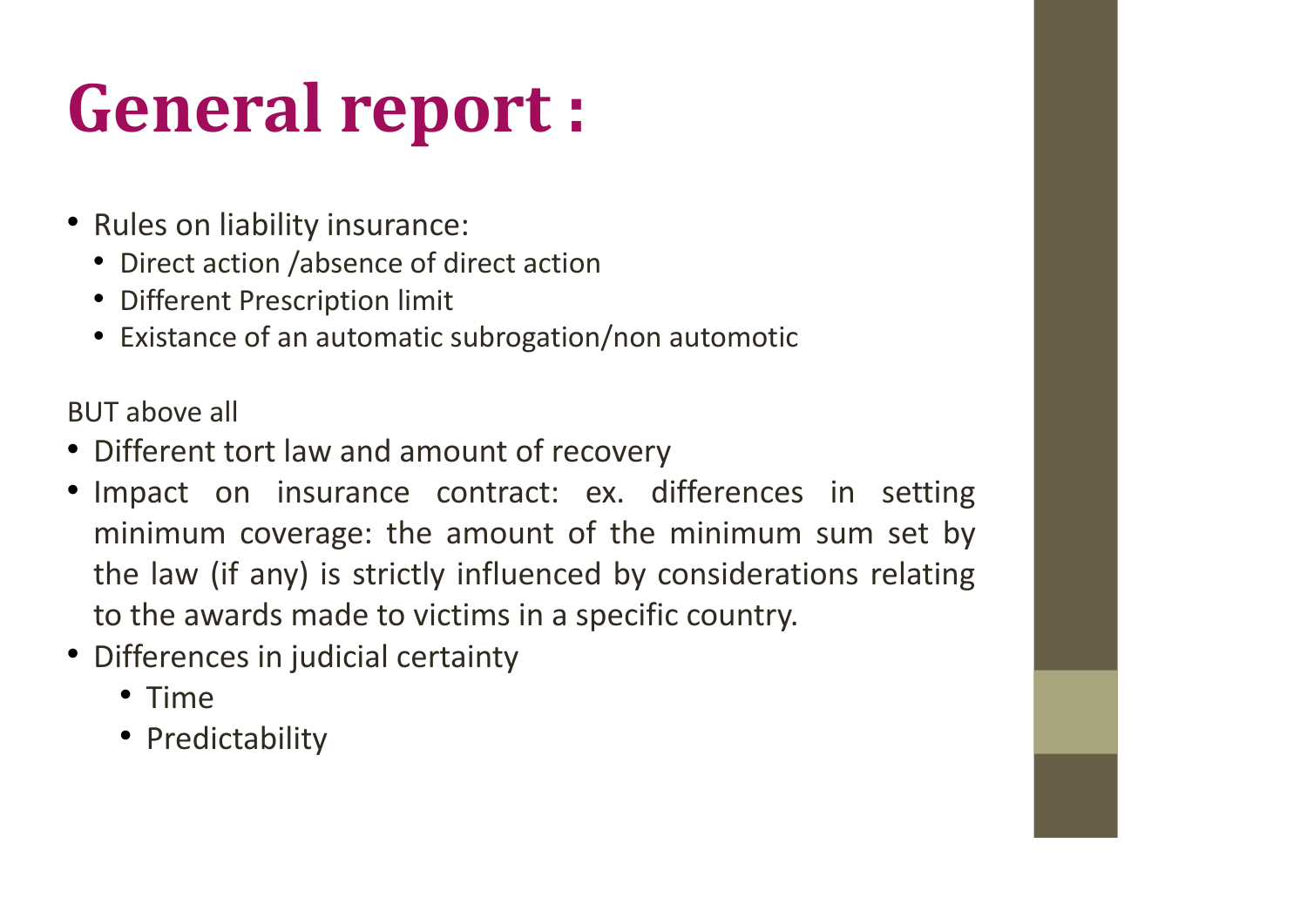# General report :

- Rules on liability insurance:
  - Direct action /absence of direct action
  - Different Prescription limit
  - Existance of an automatic subrogation/non automotic

BUT above all

- Different tort law and amount of recovery
- Impact on insurance contract: ex. differences in setting minimum coverage: the amount of the minimum sum set by the law (if any) is strictly influenced by considerations relating to the awards made to victims in a specific country.
- Differences in judicial certainty
  - Time
  - Predictability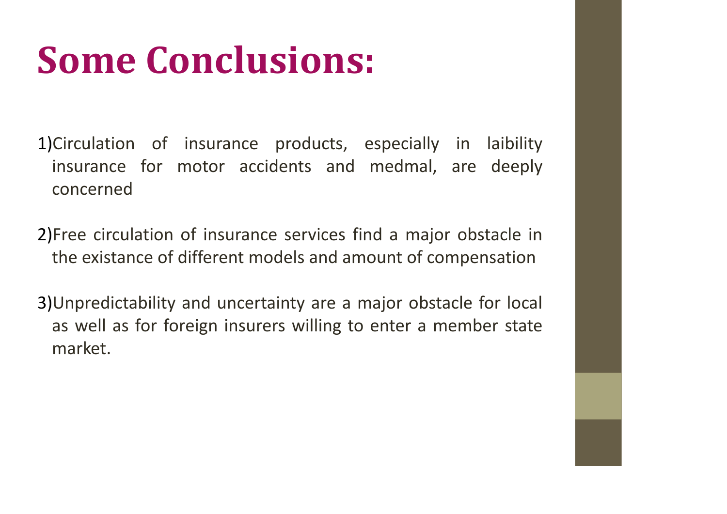# Some Conclusions:

1) Circulation of insurance products, especially in laibility insurance for motor accidents and medmal, are deeply concerned

2) Free circulation of insurance services find a major obstacle in the existance of different models and amount of compensation

3) Unpredictability and uncertainty are a major obstacle for local as well as for foreign insurers willing to enter a member state market.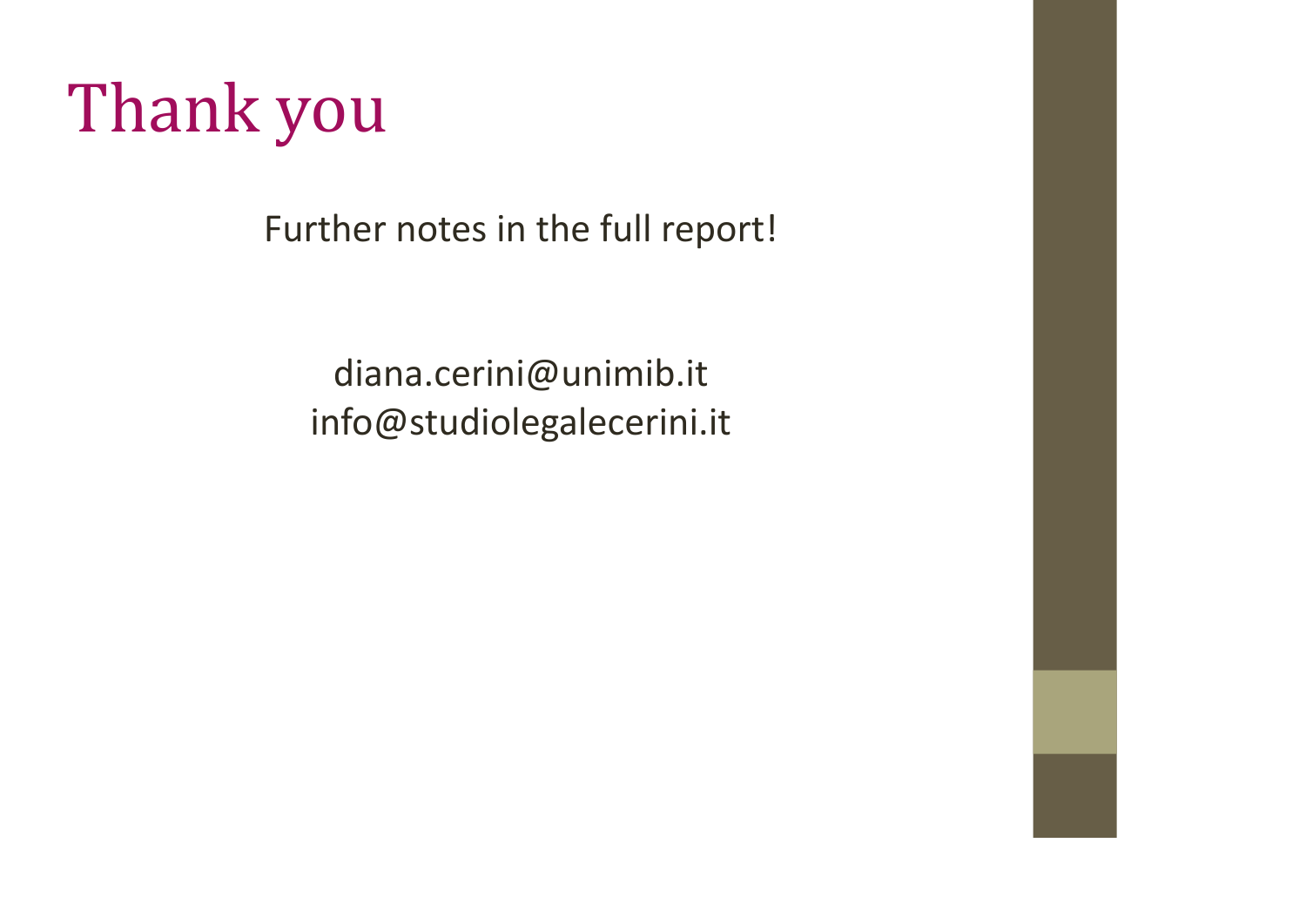# Thank you

Further notes in the full report!

diana.cerini@unimib.it
info@studiolegalecerini.it